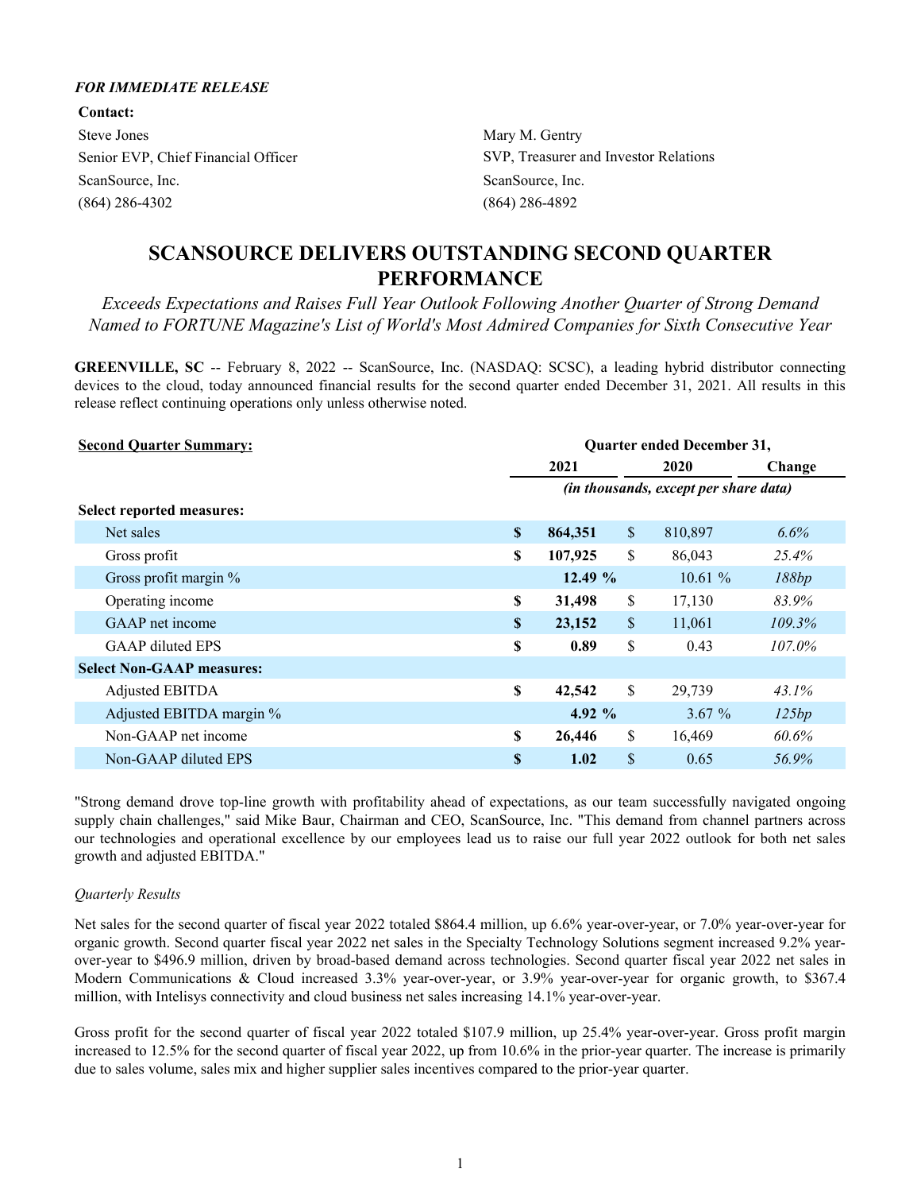***FOR IMMEDIATE RELEASE***

**Contact:**

Steve Jones
Senior EVP, Chief Financial Officer
ScanSource, Inc.
(864) 286-4302

Mary M. Gentry
SVP, Treasurer and Investor Relations
ScanSource, Inc.
(864) 286-4892

# SCANSOURCE DELIVERS OUTSTANDING SECOND QUARTER PERFORMANCE

*Exceeds Expectations and Raises Full Year Outlook Following Another Quarter of Strong Demand*
*Named to FORTUNE Magazine's List of World's Most Admired Companies for Sixth Consecutive Year*

**GREENVILLE, SC** -- February 8, 2022 -- ScanSource, Inc. (NASDAQ: SCSC), a leading hybrid distributor connecting devices to the cloud, today announced financial results for the second quarter ended December 31, 2021. All results in this release reflect continuing operations only unless otherwise noted.

| **Second Quarter Summary:** | Quarter ended December 31, | | |
|---|---|---|---|
| | **2021** | **2020** | **Change** |
| | *(in thousands, except per share data)* | | |
| **Select reported measures:** | | | |
| Net sales | **$ 864,351** | $ 810,897 | *6.6%* |
| Gross profit | **$ 107,925** | $ 86,043 | *25.4%* |
| Gross profit margin % | **12.49 %** | 10.61 % | *188bp* |
| Operating income | **$ 31,498** | $ 17,130 | *83.9%* |
| GAAP net income | **$ 23,152** | $ 11,061 | *109.3%* |
| GAAP diluted EPS | **$ 0.89** | $ 0.43 | *107.0%* |
| **Select Non-GAAP measures:** | | | |
| Adjusted EBITDA | **$ 42,542** | $ 29,739 | *43.1%* |
| Adjusted EBITDA margin % | **4.92 %** | 3.67 % | *125bp* |
| Non-GAAP net income | **$ 26,446** | $ 16,469 | *60.6%* |
| Non-GAAP diluted EPS | **$ 1.02** | $ 0.65 | *56.9%* |

"Strong demand drove top-line growth with profitability ahead of expectations, as our team successfully navigated ongoing supply chain challenges," said Mike Baur, Chairman and CEO, ScanSource, Inc. "This demand from channel partners across our technologies and operational excellence by our employees lead us to raise our full year 2022 outlook for both net sales growth and adjusted EBITDA."

*Quarterly Results*

Net sales for the second quarter of fiscal year 2022 totaled $864.4 million, up 6.6% year-over-year, or 7.0% year-over-year for organic growth. Second quarter fiscal year 2022 net sales in the Specialty Technology Solutions segment increased 9.2% year-over-year to $496.9 million, driven by broad-based demand across technologies. Second quarter fiscal year 2022 net sales in Modern Communications & Cloud increased 3.3% year-over-year, or 3.9% year-over-year for organic growth, to $367.4 million, with Intelisys connectivity and cloud business net sales increasing 14.1% year-over-year.

Gross profit for the second quarter of fiscal year 2022 totaled $107.9 million, up 25.4% year-over-year. Gross profit margin increased to 12.5% for the second quarter of fiscal year 2022, up from 10.6% in the prior-year quarter. The increase is primarily due to sales volume, sales mix and higher supplier sales incentives compared to the prior-year quarter.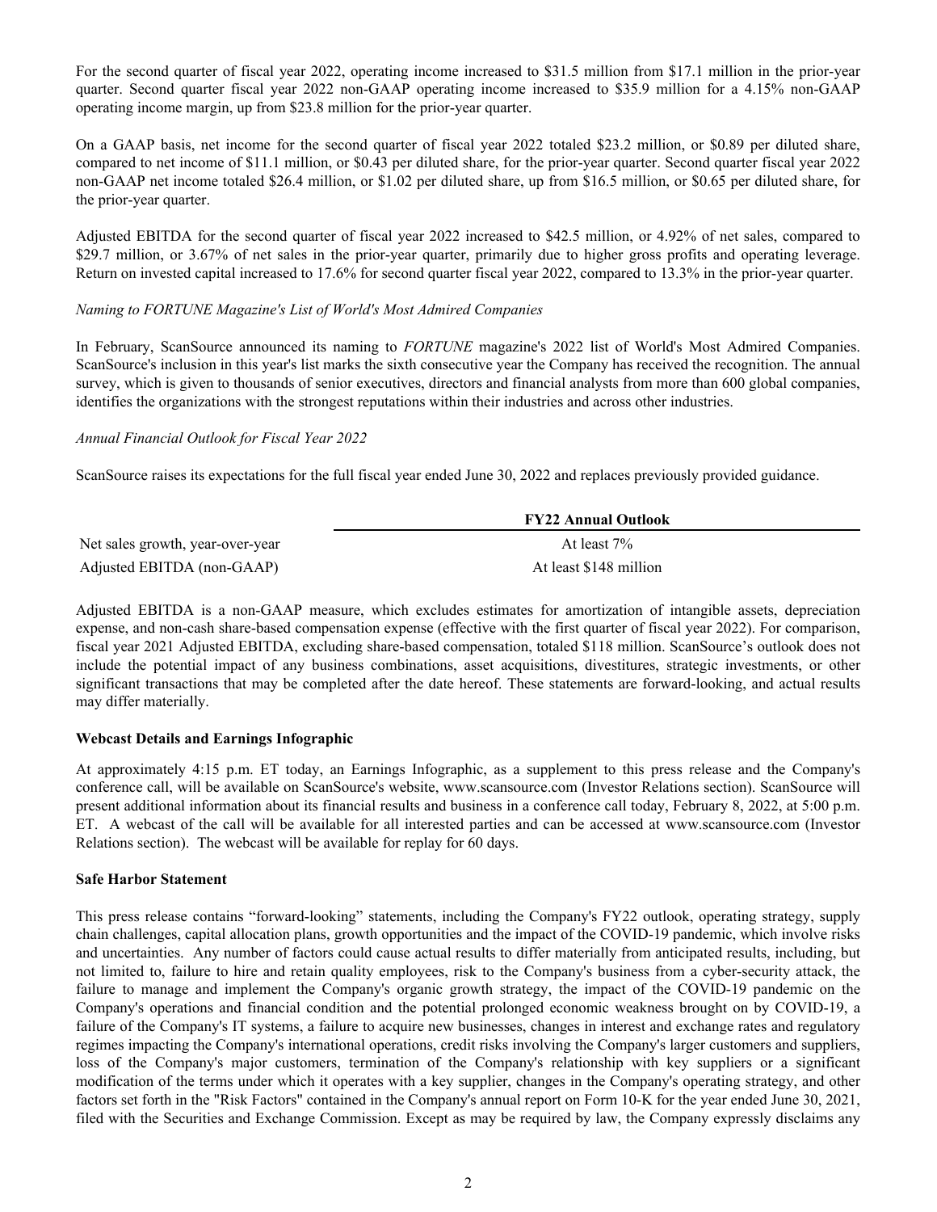For the second quarter of fiscal year 2022, operating income increased to $31.5 million from $17.1 million in the prior-year quarter. Second quarter fiscal year 2022 non-GAAP operating income increased to $35.9 million for a 4.15% non-GAAP operating income margin, up from $23.8 million for the prior-year quarter.

On a GAAP basis, net income for the second quarter of fiscal year 2022 totaled $23.2 million, or $0.89 per diluted share, compared to net income of $11.1 million, or $0.43 per diluted share, for the prior-year quarter. Second quarter fiscal year 2022 non-GAAP net income totaled $26.4 million, or $1.02 per diluted share, up from $16.5 million, or $0.65 per diluted share, for the prior-year quarter.

Adjusted EBITDA for the second quarter of fiscal year 2022 increased to $42.5 million, or 4.92% of net sales, compared to $29.7 million, or 3.67% of net sales in the prior-year quarter, primarily due to higher gross profits and operating leverage. Return on invested capital increased to 17.6% for second quarter fiscal year 2022, compared to 13.3% in the prior-year quarter.

*Naming to FORTUNE Magazine's List of World's Most Admired Companies*

In February, ScanSource announced its naming to *FORTUNE* magazine's 2022 list of World's Most Admired Companies. ScanSource's inclusion in this year's list marks the sixth consecutive year the Company has received the recognition. The annual survey, which is given to thousands of senior executives, directors and financial analysts from more than 600 global companies, identifies the organizations with the strongest reputations within their industries and across other industries.

*Annual Financial Outlook for Fiscal Year 2022*

ScanSource raises its expectations for the full fiscal year ended June 30, 2022 and replaces previously provided guidance.

| | **FY22 Annual Outlook** |
|---|---|
| Net sales growth, year-over-year | At least 7% |
| Adjusted EBITDA (non-GAAP) | At least $148 million |

Adjusted EBITDA is a non-GAAP measure, which excludes estimates for amortization of intangible assets, depreciation expense, and non-cash share-based compensation expense (effective with the first quarter of fiscal year 2022). For comparison, fiscal year 2021 Adjusted EBITDA, excluding share-based compensation, totaled $118 million. ScanSource's outlook does not include the potential impact of any business combinations, asset acquisitions, divestitures, strategic investments, or other significant transactions that may be completed after the date hereof. These statements are forward-looking, and actual results may differ materially.

**Webcast Details and Earnings Infographic**

At approximately 4:15 p.m. ET today, an Earnings Infographic, as a supplement to this press release and the Company's conference call, will be available on ScanSource's website, www.scansource.com (Investor Relations section). ScanSource will present additional information about its financial results and business in a conference call today, February 8, 2022, at 5:00 p.m. ET. A webcast of the call will be available for all interested parties and can be accessed at www.scansource.com (Investor Relations section). The webcast will be available for replay for 60 days.

**Safe Harbor Statement**

This press release contains "forward-looking" statements, including the Company's FY22 outlook, operating strategy, supply chain challenges, capital allocation plans, growth opportunities and the impact of the COVID-19 pandemic, which involve risks and uncertainties. Any number of factors could cause actual results to differ materially from anticipated results, including, but not limited to, failure to hire and retain quality employees, risk to the Company's business from a cyber-security attack, the failure to manage and implement the Company's organic growth strategy, the impact of the COVID-19 pandemic on the Company's operations and financial condition and the potential prolonged economic weakness brought on by COVID-19, a failure of the Company's IT systems, a failure to acquire new businesses, changes in interest and exchange rates and regulatory regimes impacting the Company's international operations, credit risks involving the Company's larger customers and suppliers, loss of the Company's major customers, termination of the Company's relationship with key suppliers or a significant modification of the terms under which it operates with a key supplier, changes in the Company's operating strategy, and other factors set forth in the "Risk Factors" contained in the Company's annual report on Form 10-K for the year ended June 30, 2021, filed with the Securities and Exchange Commission. Except as may be required by law, the Company expressly disclaims any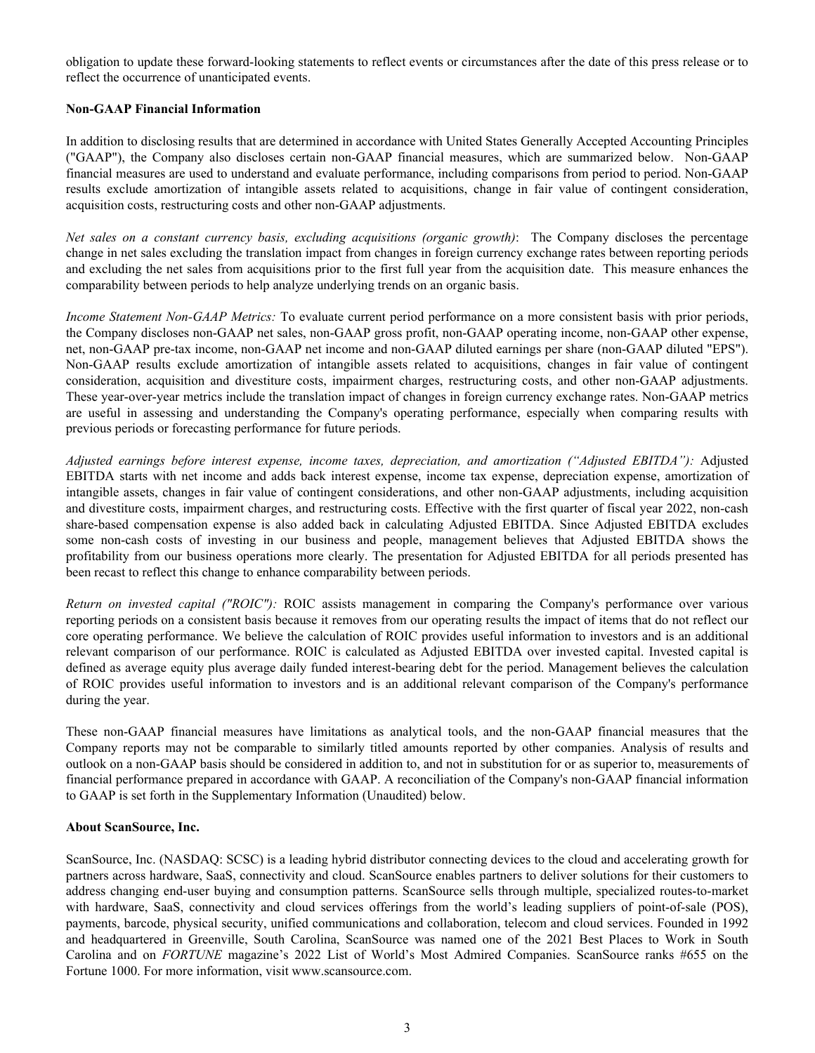obligation to update these forward-looking statements to reflect events or circumstances after the date of this press release or to reflect the occurrence of unanticipated events.

**Non-GAAP Financial Information**

In addition to disclosing results that are determined in accordance with United States Generally Accepted Accounting Principles ("GAAP"), the Company also discloses certain non-GAAP financial measures, which are summarized below. Non-GAAP financial measures are used to understand and evaluate performance, including comparisons from period to period. Non-GAAP results exclude amortization of intangible assets related to acquisitions, change in fair value of contingent consideration, acquisition costs, restructuring costs and other non-GAAP adjustments.

*Net sales on a constant currency basis, excluding acquisitions (organic growth)*: The Company discloses the percentage change in net sales excluding the translation impact from changes in foreign currency exchange rates between reporting periods and excluding the net sales from acquisitions prior to the first full year from the acquisition date. This measure enhances the comparability between periods to help analyze underlying trends on an organic basis.

*Income Statement Non-GAAP Metrics:* To evaluate current period performance on a more consistent basis with prior periods, the Company discloses non-GAAP net sales, non-GAAP gross profit, non-GAAP operating income, non-GAAP other expense, net, non-GAAP pre-tax income, non-GAAP net income and non-GAAP diluted earnings per share (non-GAAP diluted "EPS"). Non-GAAP results exclude amortization of intangible assets related to acquisitions, changes in fair value of contingent consideration, acquisition and divestiture costs, impairment charges, restructuring costs, and other non-GAAP adjustments. These year-over-year metrics include the translation impact of changes in foreign currency exchange rates. Non-GAAP metrics are useful in assessing and understanding the Company's operating performance, especially when comparing results with previous periods or forecasting performance for future periods.

*Adjusted earnings before interest expense, income taxes, depreciation, and amortization ("Adjusted EBITDA"):* Adjusted EBITDA starts with net income and adds back interest expense, income tax expense, depreciation expense, amortization of intangible assets, changes in fair value of contingent considerations, and other non-GAAP adjustments, including acquisition and divestiture costs, impairment charges, and restructuring costs. Effective with the first quarter of fiscal year 2022, non-cash share-based compensation expense is also added back in calculating Adjusted EBITDA. Since Adjusted EBITDA excludes some non-cash costs of investing in our business and people, management believes that Adjusted EBITDA shows the profitability from our business operations more clearly. The presentation for Adjusted EBITDA for all periods presented has been recast to reflect this change to enhance comparability between periods.

*Return on invested capital ("ROIC"):* ROIC assists management in comparing the Company's performance over various reporting periods on a consistent basis because it removes from our operating results the impact of items that do not reflect our core operating performance. We believe the calculation of ROIC provides useful information to investors and is an additional relevant comparison of our performance. ROIC is calculated as Adjusted EBITDA over invested capital. Invested capital is defined as average equity plus average daily funded interest-bearing debt for the period. Management believes the calculation of ROIC provides useful information to investors and is an additional relevant comparison of the Company's performance during the year.

These non-GAAP financial measures have limitations as analytical tools, and the non-GAAP financial measures that the Company reports may not be comparable to similarly titled amounts reported by other companies. Analysis of results and outlook on a non-GAAP basis should be considered in addition to, and not in substitution for or as superior to, measurements of financial performance prepared in accordance with GAAP. A reconciliation of the Company's non-GAAP financial information to GAAP is set forth in the Supplementary Information (Unaudited) below.

**About ScanSource, Inc.**

ScanSource, Inc. (NASDAQ: SCSC) is a leading hybrid distributor connecting devices to the cloud and accelerating growth for partners across hardware, SaaS, connectivity and cloud. ScanSource enables partners to deliver solutions for their customers to address changing end-user buying and consumption patterns. ScanSource sells through multiple, specialized routes-to-market with hardware, SaaS, connectivity and cloud services offerings from the world's leading suppliers of point-of-sale (POS), payments, barcode, physical security, unified communications and collaboration, telecom and cloud services. Founded in 1992 and headquartered in Greenville, South Carolina, ScanSource was named one of the 2021 Best Places to Work in South Carolina and on *FORTUNE* magazine's 2022 List of World's Most Admired Companies. ScanSource ranks #655 on the Fortune 1000. For more information, visit www.scansource.com.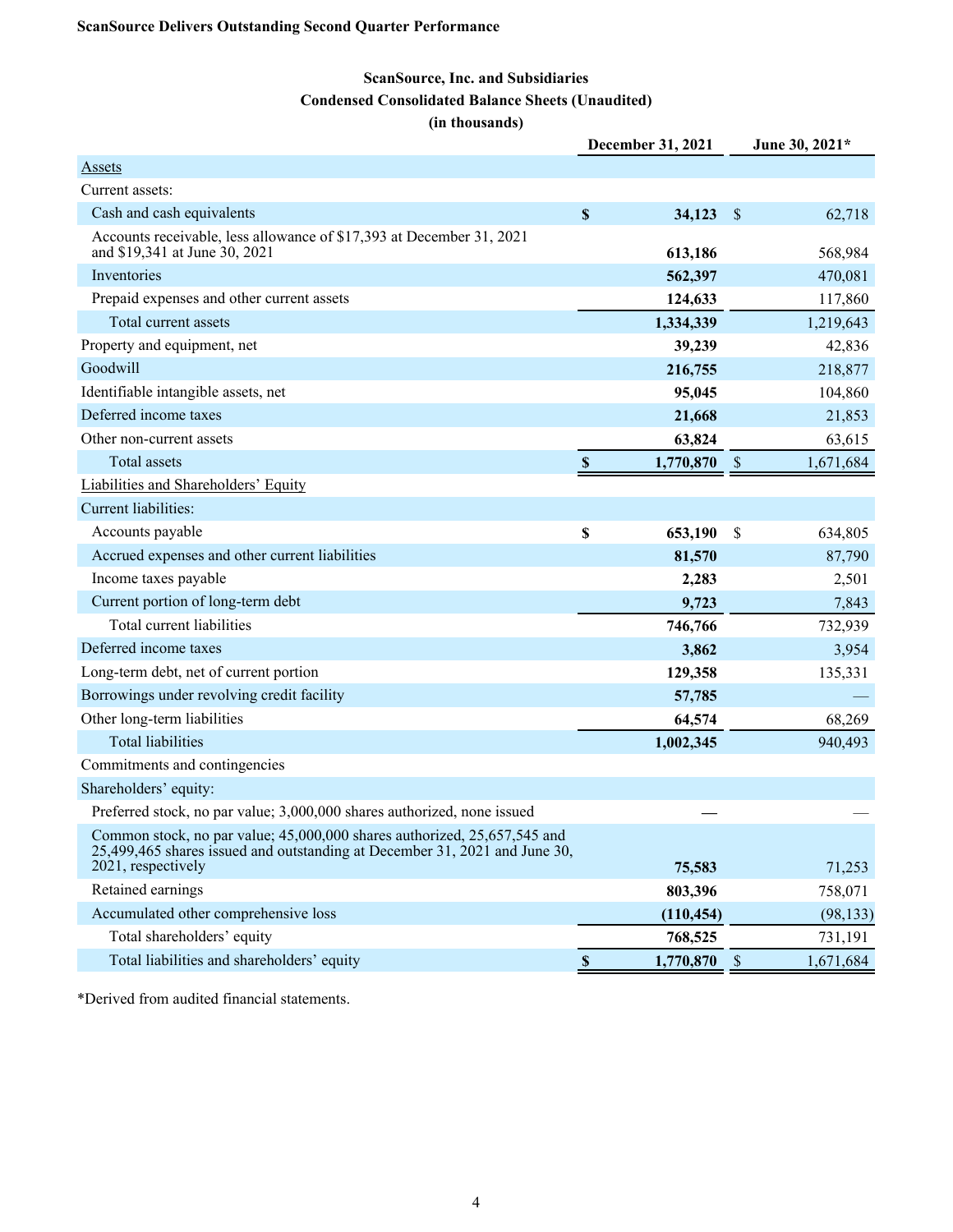**ScanSource Delivers Outstanding Second Quarter Performance**

**ScanSource, Inc. and Subsidiaries**
**Condensed Consolidated Balance Sheets (Unaudited)**
**(in thousands)**

| | December 31, 2021 | June 30, 2021* |
|---|---|---|
| Assets | | |
| Current assets: | | |
| Cash and cash equivalents | $ 34,123 | $ 62,718 |
| Accounts receivable, less allowance of $17,393 at December 31, 2021 and $19,341 at June 30, 2021 | 613,186 | 568,984 |
| Inventories | 562,397 | 470,081 |
| Prepaid expenses and other current assets | 124,633 | 117,860 |
| Total current assets | 1,334,339 | 1,219,643 |
| Property and equipment, net | 39,239 | 42,836 |
| Goodwill | 216,755 | 218,877 |
| Identifiable intangible assets, net | 95,045 | 104,860 |
| Deferred income taxes | 21,668 | 21,853 |
| Other non-current assets | 63,824 | 63,615 |
| Total assets | $ 1,770,870 | $ 1,671,684 |
| Liabilities and Shareholders' Equity | | |
| Current liabilities: | | |
| Accounts payable | $ 653,190 | $ 634,805 |
| Accrued expenses and other current liabilities | 81,570 | 87,790 |
| Income taxes payable | 2,283 | 2,501 |
| Current portion of long-term debt | 9,723 | 7,843 |
| Total current liabilities | 746,766 | 732,939 |
| Deferred income taxes | 3,862 | 3,954 |
| Long-term debt, net of current portion | 129,358 | 135,331 |
| Borrowings under revolving credit facility | 57,785 | — |
| Other long-term liabilities | 64,574 | 68,269 |
| Total liabilities | 1,002,345 | 940,493 |
| Commitments and contingencies | | |
| Shareholders' equity: | | |
| Preferred stock, no par value; 3,000,000 shares authorized, none issued | — | — |
| Common stock, no par value; 45,000,000 shares authorized, 25,657,545 and 25,499,465 shares issued and outstanding at December 31, 2021 and June 30, 2021, respectively | 75,583 | 71,253 |
| Retained earnings | 803,396 | 758,071 |
| Accumulated other comprehensive loss | (110,454) | (98,133) |
| Total shareholders' equity | 768,525 | 731,191 |
| Total liabilities and shareholders' equity | $ 1,770,870 | $ 1,671,684 |

*Derived from audited financial statements.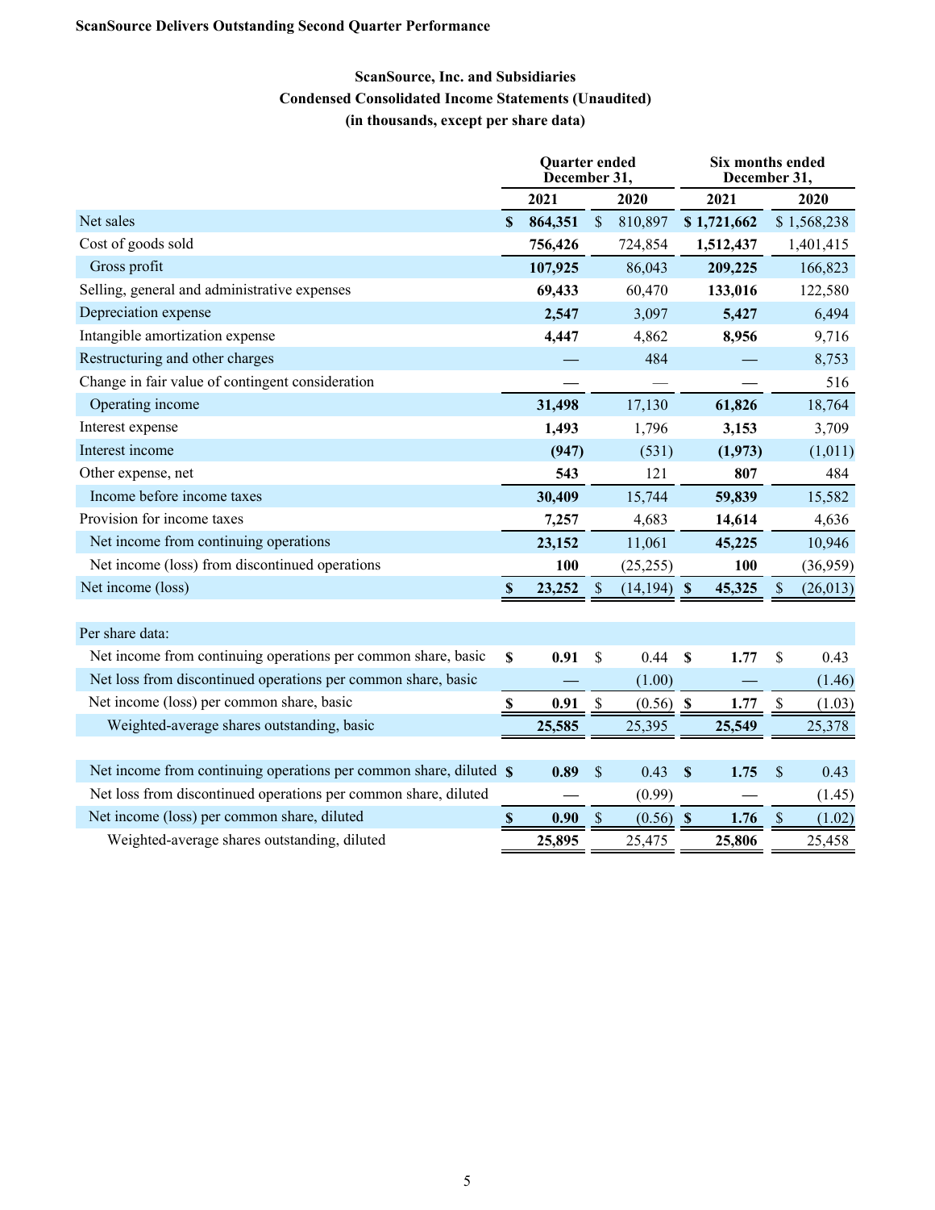**ScanSource Delivers Outstanding Second Quarter Performance**

**ScanSource, Inc. and Subsidiaries**
**Condensed Consolidated Income Statements (Unaudited)**
**(in thousands, except per share data)**

| | Quarter ended December 31, | | Six months ended December 31, | |
|---|---|---|---|---|
| | **2021** | **2020** | **2021** | **2020** |
| Net sales | **$ 864,351** | $ 810,897 | **$ 1,721,662** | $ 1,568,238 |
| Cost of goods sold | **756,426** | 724,854 | **1,512,437** | 1,401,415 |
| Gross profit | **107,925** | 86,043 | **209,225** | 166,823 |
| Selling, general and administrative expenses | **69,433** | 60,470 | **133,016** | 122,580 |
| Depreciation expense | **2,547** | 3,097 | **5,427** | 6,494 |
| Intangible amortization expense | **4,447** | 4,862 | **8,956** | 9,716 |
| Restructuring and other charges | **—** | 484 | **—** | 8,753 |
| Change in fair value of contingent consideration | **—** | — | **—** | 516 |
| Operating income | **31,498** | 17,130 | **61,826** | 18,764 |
| Interest expense | **1,493** | 1,796 | **3,153** | 3,709 |
| Interest income | **(947)** | (531) | **(1,973)** | (1,011) |
| Other expense, net | **543** | 121 | **807** | 484 |
| Income before income taxes | **30,409** | 15,744 | **59,839** | 15,582 |
| Provision for income taxes | **7,257** | 4,683 | **14,614** | 4,636 |
| Net income from continuing operations | **23,152** | 11,061 | **45,225** | 10,946 |
| Net income (loss) from discontinued operations | **100** | (25,255) | **100** | (36,959) |
| Net income (loss) | **$ 23,252** | $ (14,194) | **$ 45,325** | $ (26,013) |
| | | | | |
| Per share data: | | | | |
| Net income from continuing operations per common share, basic | **$ 0.91** | $ 0.44 | **$ 1.77** | $ 0.43 |
| Net loss from discontinued operations per common share, basic | **—** | (1.00) | **—** | (1.46) |
| Net income (loss) per common share, basic | **$ 0.91** | $ (0.56) | **$ 1.77** | $ (1.03) |
| Weighted-average shares outstanding, basic | **25,585** | 25,395 | **25,549** | 25,378 |
| | | | | |
| Net income from continuing operations per common share, diluted | **$ 0.89** | $ 0.43 | **$ 1.75** | $ 0.43 |
| Net loss from discontinued operations per common share, diluted | **—** | (0.99) | **—** | (1.45) |
| Net income (loss) per common share, diluted | **$ 0.90** | $ (0.56) | **$ 1.76** | $ (1.02) |
| Weighted-average shares outstanding, diluted | **25,895** | 25,475 | **25,806** | 25,458 |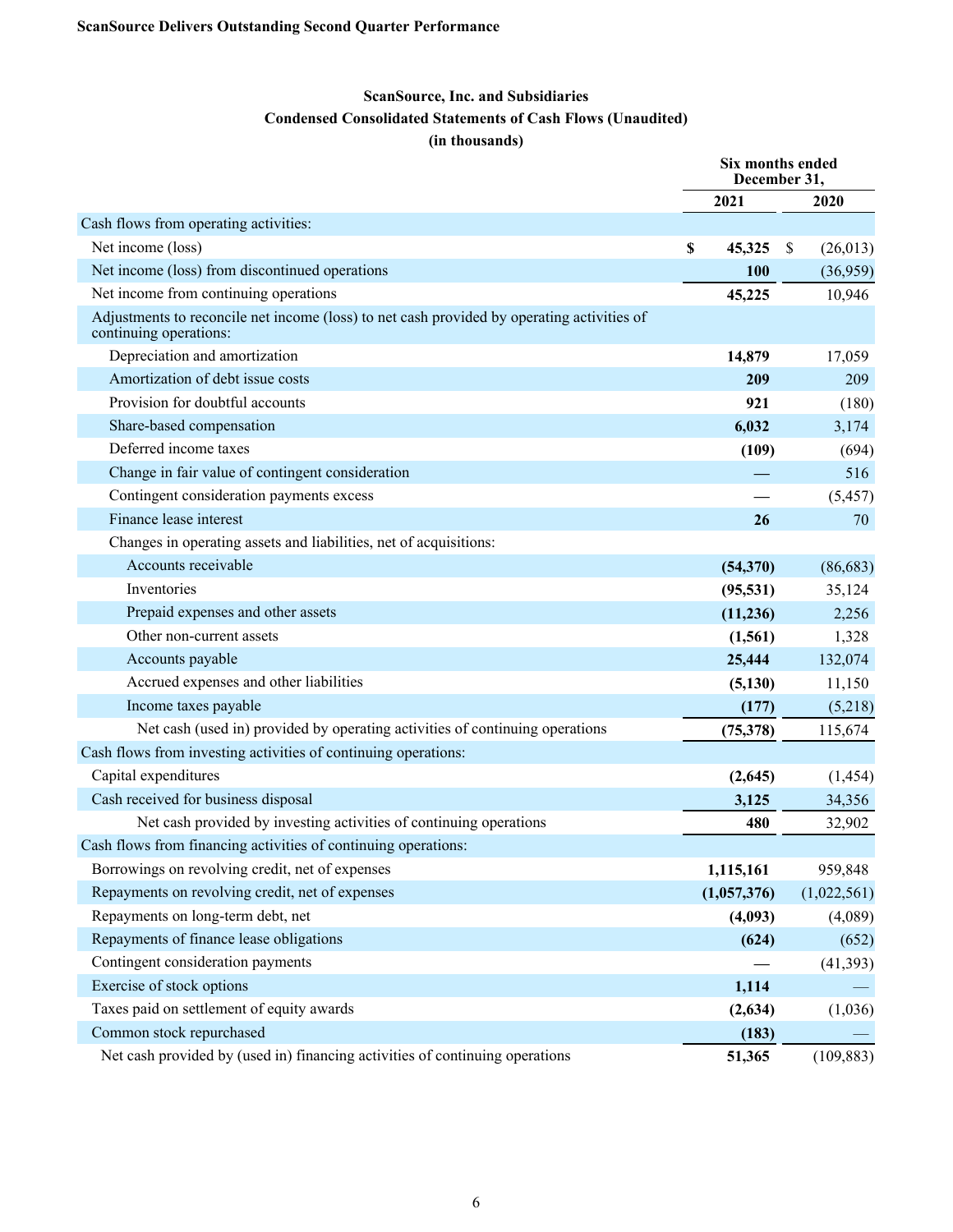**ScanSource Delivers Outstanding Second Quarter Performance**

**ScanSource, Inc. and Subsidiaries**
**Condensed Consolidated Statements of Cash Flows (Unaudited)**
**(in thousands)**

| | Six months ended December 31, | |
|---|---|---|
| | **2021** | **2020** |
| Cash flows from operating activities: | | |
| Net income (loss) | **$ 45,325** | $ (26,013) |
| Net income (loss) from discontinued operations | **100** | (36,959) |
| Net income from continuing operations | **45,225** | 10,946 |
| Adjustments to reconcile net income (loss) to net cash provided by operating activities of continuing operations: | | |
| Depreciation and amortization | **14,879** | 17,059 |
| Amortization of debt issue costs | **209** | 209 |
| Provision for doubtful accounts | **921** | (180) |
| Share-based compensation | **6,032** | 3,174 |
| Deferred income taxes | **(109)** | (694) |
| Change in fair value of contingent consideration | **—** | 516 |
| Contingent consideration payments excess | — | (5,457) |
| Finance lease interest | **26** | 70 |
| Changes in operating assets and liabilities, net of acquisitions: | | |
| Accounts receivable | **(54,370)** | (86,683) |
| Inventories | **(95,531)** | 35,124 |
| Prepaid expenses and other assets | **(11,236)** | 2,256 |
| Other non-current assets | **(1,561)** | 1,328 |
| Accounts payable | **25,444** | 132,074 |
| Accrued expenses and other liabilities | **(5,130)** | 11,150 |
| Income taxes payable | **(177)** | (5,218) |
| Net cash (used in) provided by operating activities of continuing operations | **(75,378)** | 115,674 |
| Cash flows from investing activities of continuing operations: | | |
| Capital expenditures | **(2,645)** | (1,454) |
| Cash received for business disposal | **3,125** | 34,356 |
| Net cash provided by investing activities of continuing operations | **480** | 32,902 |
| Cash flows from financing activities of continuing operations: | | |
| Borrowings on revolving credit, net of expenses | **1,115,161** | 959,848 |
| Repayments on revolving credit, net of expenses | **(1,057,376)** | (1,022,561) |
| Repayments on long-term debt, net | **(4,093)** | (4,089) |
| Repayments of finance lease obligations | **(624)** | (652) |
| Contingent consideration payments | **—** | (41,393) |
| Exercise of stock options | **1,114** | — |
| Taxes paid on settlement of equity awards | **(2,634)** | (1,036) |
| Common stock repurchased | **(183)** | — |
| Net cash provided by (used in) financing activities of continuing operations | **51,365** | (109,883) |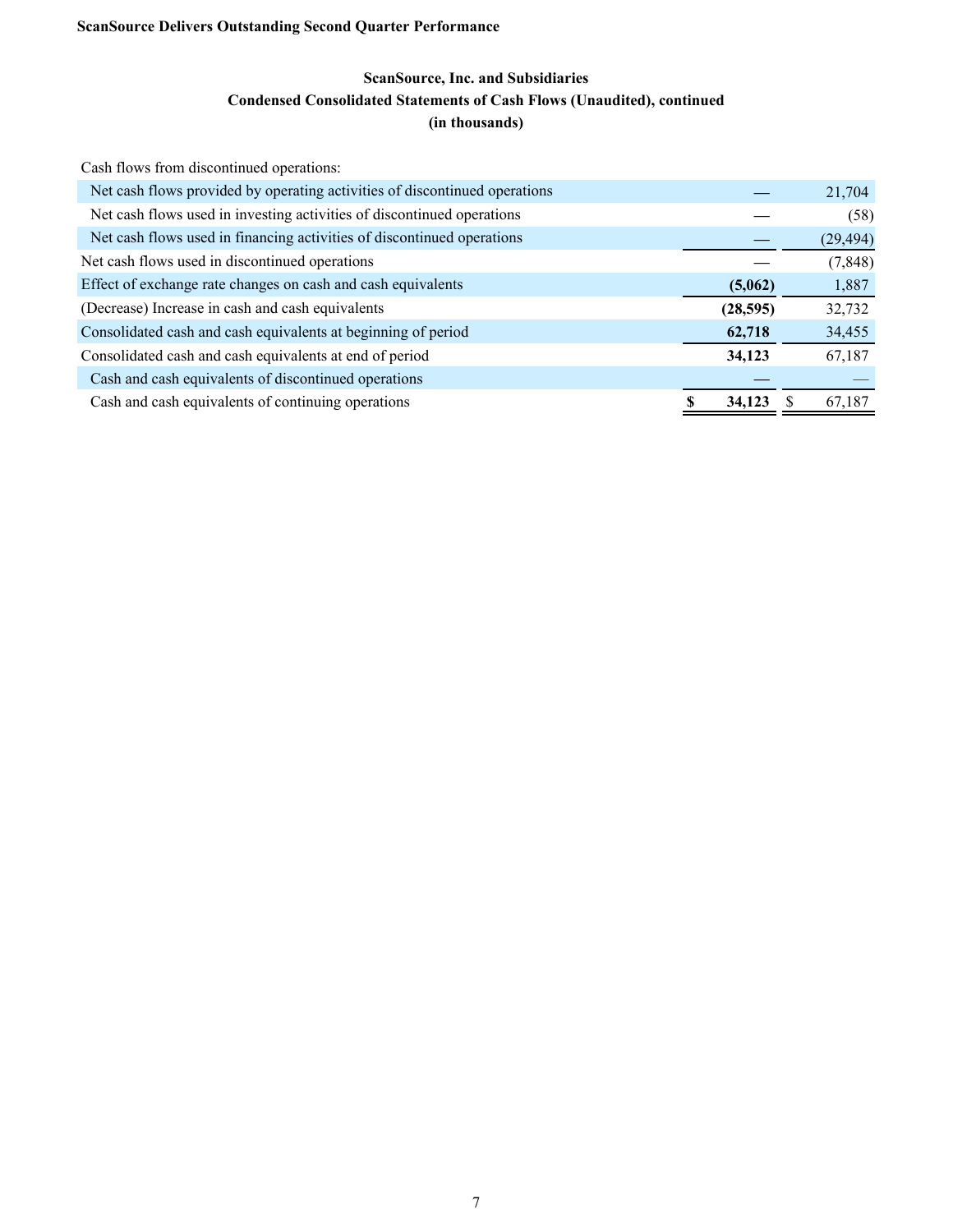**ScanSource Delivers Outstanding Second Quarter Performance**

### ScanSource, Inc. and Subsidiaries
### Condensed Consolidated Statements of Cash Flows (Unaudited), continued
### (in thousands)

| | | |
|---|---|---|
| Cash flows from discontinued operations: | | |
| Net cash flows provided by operating activities of discontinued operations | — | 21,704 |
| Net cash flows used in investing activities of discontinued operations | — | (58) |
| Net cash flows used in financing activities of discontinued operations | — | (29,494) |
| Net cash flows used in discontinued operations | — | (7,848) |
| Effect of exchange rate changes on cash and cash equivalents | **(5,062)** | 1,887 |
| (Decrease) Increase in cash and cash equivalents | **(28,595)** | 32,732 |
| Consolidated cash and cash equivalents at beginning of period | **62,718** | 34,455 |
| Consolidated cash and cash equivalents at end of period | **34,123** | 67,187 |
| Cash and cash equivalents of discontinued operations | — | — |
| Cash and cash equivalents of continuing operations | **$ 34,123** | $ 67,187 |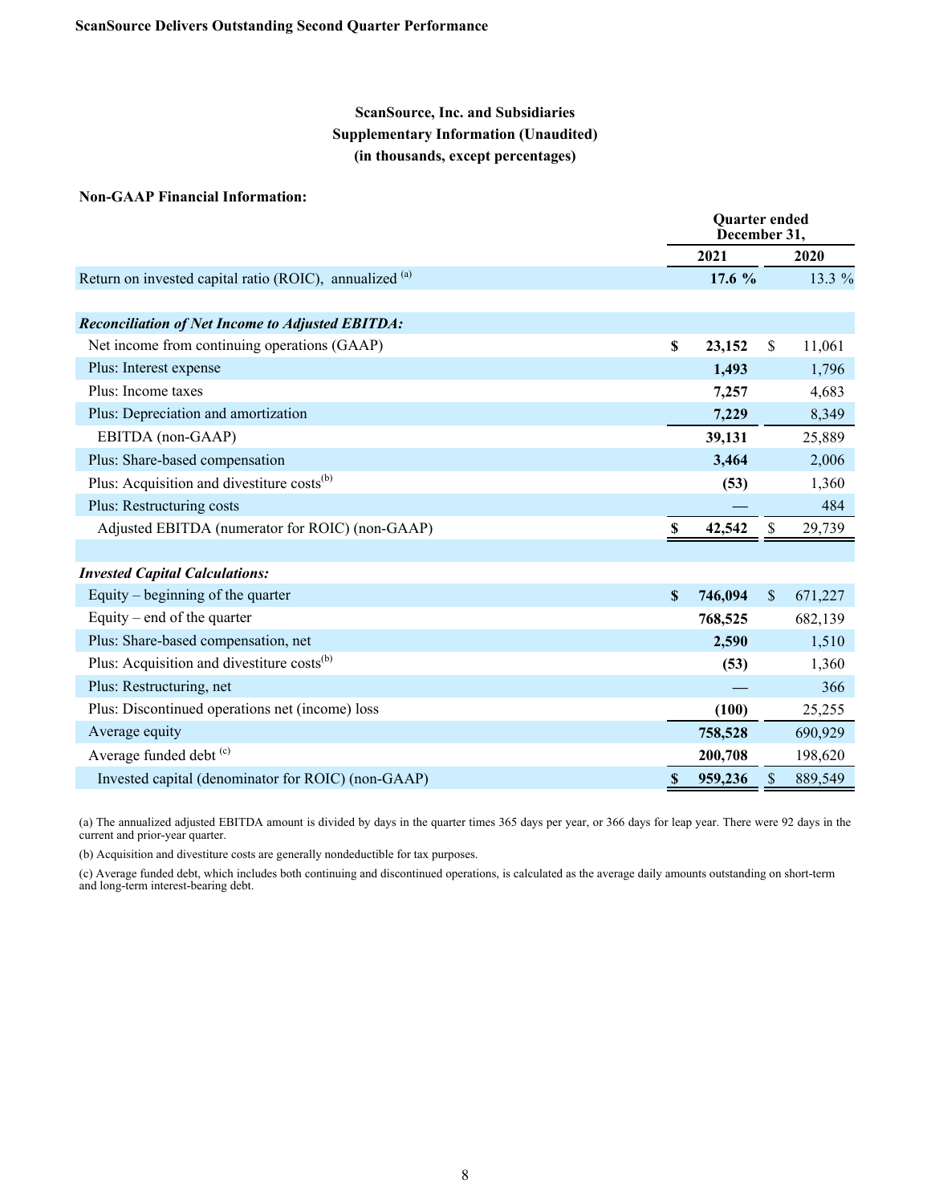**ScanSource Delivers Outstanding Second Quarter Performance**

**ScanSource, Inc. and Subsidiaries**
**Supplementary Information (Unaudited)**
**(in thousands, except percentages)**

**Non-GAAP Financial Information:**

| | Quarter ended December 31, | |
|---|---|---|
| | **2021** | **2020** |
| Return on invested capital ratio (ROIC), annualized [(a)] | **17.6 %** | 13.3 % |
| | | |
| ***Reconciliation of Net Income to Adjusted EBITDA:*** | | |
| Net income from continuing operations (GAAP) | **$ 23,152** | $ 11,061 |
| Plus: Interest expense | **1,493** | 1,796 |
| Plus: Income taxes | **7,257** | 4,683 |
| Plus: Depreciation and amortization | **7,229** | 8,349 |
| EBITDA (non-GAAP) | **39,131** | 25,889 |
| Plus: Share-based compensation | **3,464** | 2,006 |
| Plus: Acquisition and divestiture costs[(b)] | **(53)** | 1,360 |
| Plus: Restructuring costs | **—** | 484 |
| Adjusted EBITDA (numerator for ROIC) (non-GAAP) | **$ 42,542** | $ 29,739 |
| | | |
| ***Invested Capital Calculations:*** | | |
| Equity – beginning of the quarter | **$ 746,094** | $ 671,227 |
| Equity – end of the quarter | **768,525** | 682,139 |
| Plus: Share-based compensation, net | **2,590** | 1,510 |
| Plus: Acquisition and divestiture costs[(b)] | **(53)** | 1,360 |
| Plus: Restructuring, net | **—** | 366 |
| Plus: Discontinued operations net (income) loss | **(100)** | 25,255 |
| Average equity | **758,528** | 690,929 |
| Average funded debt [(c)] | **200,708** | 198,620 |
| Invested capital (denominator for ROIC) (non-GAAP) | **$ 959,236** | $ 889,549 |

(a) The annualized adjusted EBITDA amount is divided by days in the quarter times 365 days per year, or 366 days for leap year. There were 92 days in the current and prior-year quarter.

(b) Acquisition and divestiture costs are generally nondeductible for tax purposes.

(c) Average funded debt, which includes both continuing and discontinued operations, is calculated as the average daily amounts outstanding on short-term and long-term interest-bearing debt.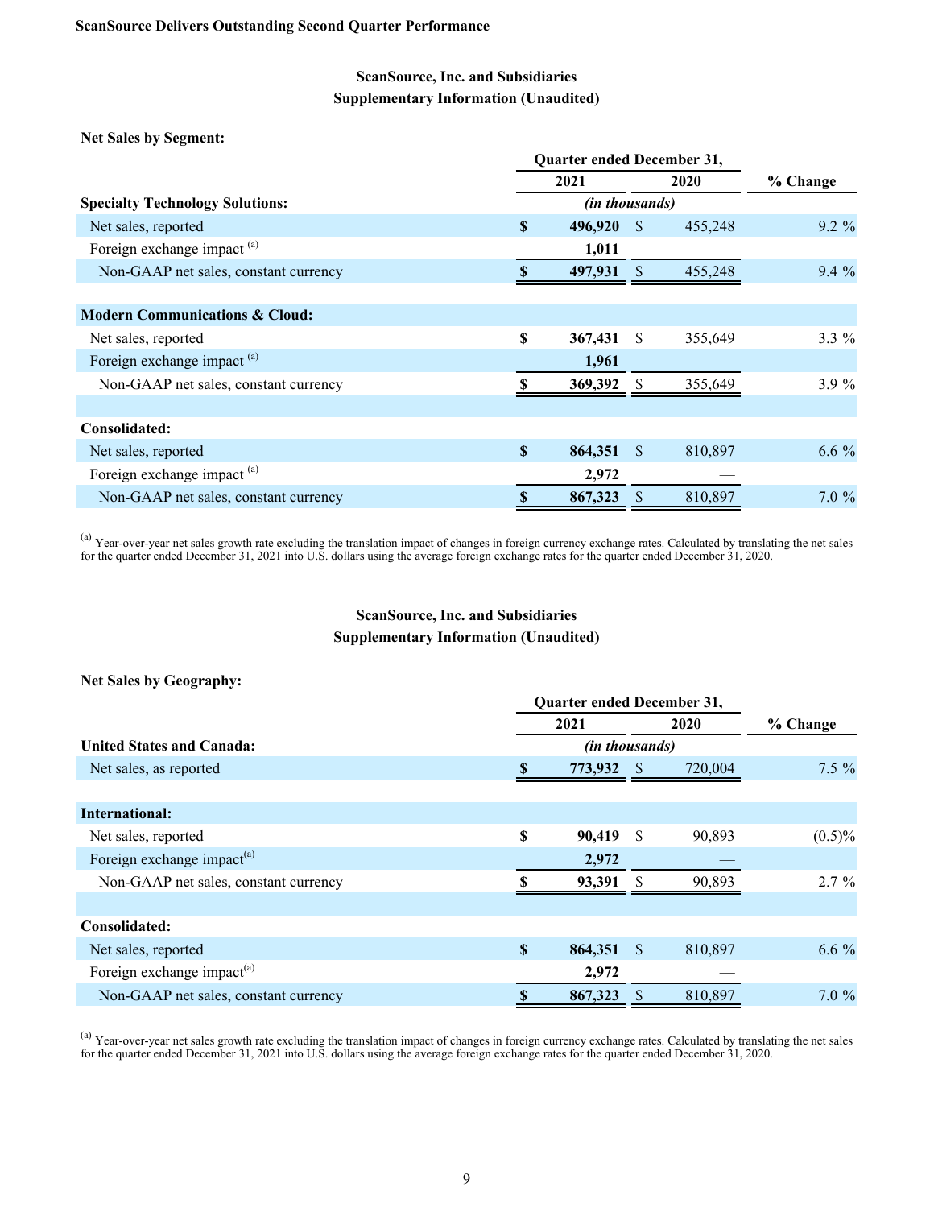## ScanSource, Inc. and Subsidiaries
## Supplementary Information (Unaudited)

**Net Sales by Segment:**

| | Quarter ended December 31, 2021 | Quarter ended December 31, 2020 | % Change |
|---|---|---|---|
| | *(in thousands)* | | |
| **Specialty Technology Solutions:** | | | |
| Net sales, reported | **$ 496,920** | $ 455,248 | 9.2 % |
| Foreign exchange impact [a] | **1,011** | — | |
| Non-GAAP net sales, constant currency | **$ 497,931** | $ 455,248 | 9.4 % |
| | | | |
| **Modern Communications & Cloud:** | | | |
| Net sales, reported | **$ 367,431** | $ 355,649 | 3.3 % |
| Foreign exchange impact [a] | **1,961** | — | |
| Non-GAAP net sales, constant currency | **$ 369,392** | $ 355,649 | 3.9 % |
| | | | |
| **Consolidated:** | | | |
| Net sales, reported | **$ 864,351** | $ 810,897 | 6.6 % |
| Foreign exchange impact [a] | **2,972** | — | |
| Non-GAAP net sales, constant currency | **$ 867,323** | $ 810,897 | 7.0 % |

[a] Year-over-year net sales growth rate excluding the translation impact of changes in foreign currency exchange rates. Calculated by translating the net sales for the quarter ended December 31, 2021 into U.S. dollars using the average foreign exchange rates for the quarter ended December 31, 2020.

## ScanSource, Inc. and Subsidiaries
## Supplementary Information (Unaudited)

**Net Sales by Geography:**

| | Quarter ended December 31, 2021 | Quarter ended December 31, 2020 | % Change |
|---|---|---|---|
| | *(in thousands)* | | |
| **United States and Canada:** | | | |
| Net sales, as reported | **$ 773,932** | $ 720,004 | 7.5 % |
| | | | |
| **International:** | | | |
| Net sales, reported | **$ 90,419** | $ 90,893 | (0.5)% |
| Foreign exchange impact [a] | **2,972** | — | |
| Non-GAAP net sales, constant currency | **$ 93,391** | $ 90,893 | 2.7 % |
| | | | |
| **Consolidated:** | | | |
| Net sales, reported | **$ 864,351** | $ 810,897 | 6.6 % |
| Foreign exchange impact [a] | **2,972** | — | |
| Non-GAAP net sales, constant currency | **$ 867,323** | $ 810,897 | 7.0 % |

[a] Year-over-year net sales growth rate excluding the translation impact of changes in foreign currency exchange rates. Calculated by translating the net sales for the quarter ended December 31, 2021 into U.S. dollars using the average foreign exchange rates for the quarter ended December 31, 2020.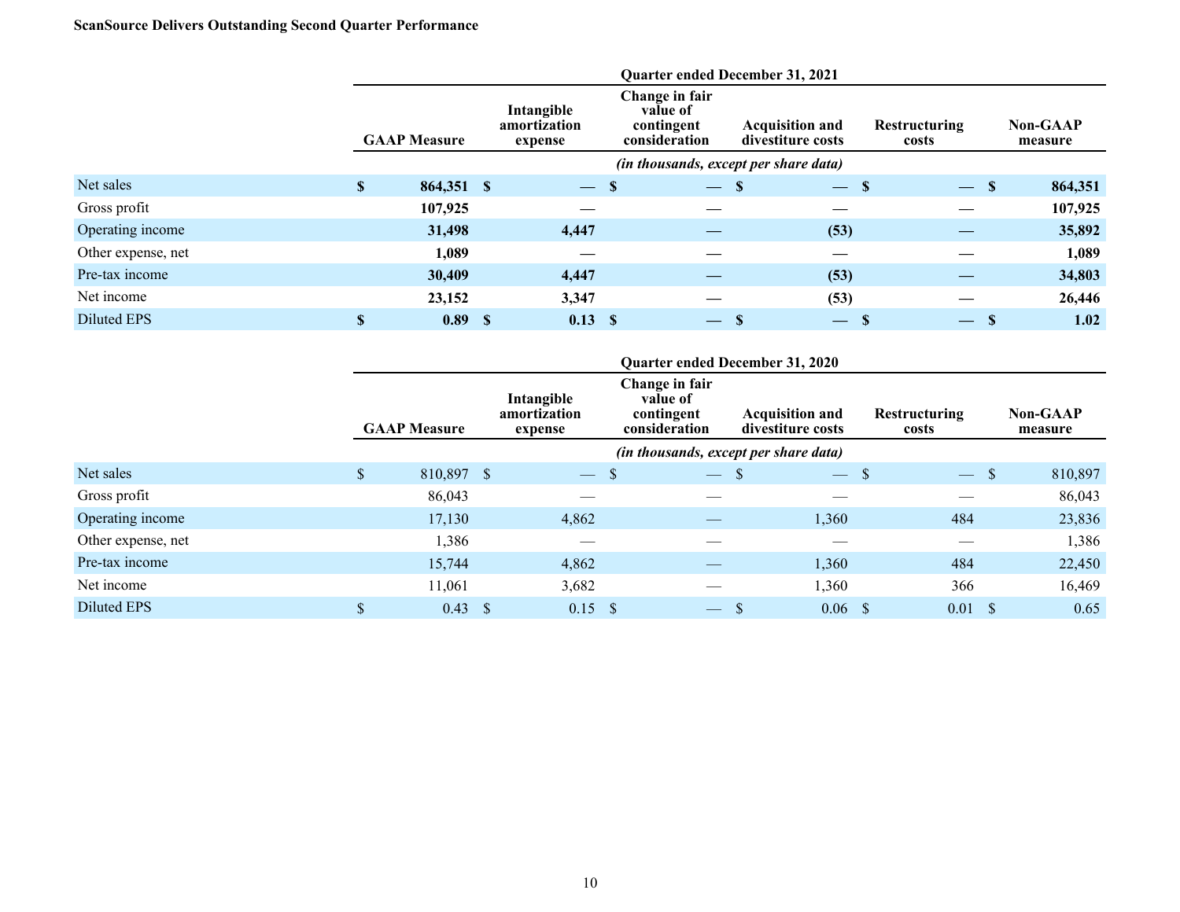**ScanSource Delivers Outstanding Second Quarter Performance**

| | Quarter ended December 31, 2021 | | | | | |
|---|---|---|---|---|---|---|
| | **GAAP Measure** | **Intangible amortization expense** | **Change in fair value of contingent consideration** | **Acquisition and divestiture costs** | **Restructuring costs** | **Non-GAAP measure** |
| | *(in thousands, except per share data)* | | | | | |
| Net sales | **$ 864,351** | **$ —** | **$ —** | **$ —** | **$ —** | **$ 864,351** |
| Gross profit | **107,925** | **—** | **—** | **—** | **—** | **107,925** |
| Operating income | **31,498** | **4,447** | **—** | **(53)** | **—** | **35,892** |
| Other expense, net | **1,089** | **—** | **—** | **—** | **—** | **1,089** |
| Pre-tax income | **30,409** | **4,447** | **—** | **(53)** | **—** | **34,803** |
| Net income | **23,152** | **3,347** | **—** | **(53)** | **—** | **26,446** |
| Diluted EPS | **$ 0.89** | **$ 0.13** | **$ —** | **$ —** | **$ —** | **$ 1.02** |

| | Quarter ended December 31, 2020 | | | | | |
|---|---|---|---|---|---|---|
| | **GAAP Measure** | **Intangible amortization expense** | **Change in fair value of contingent consideration** | **Acquisition and divestiture costs** | **Restructuring costs** | **Non-GAAP measure** |
| | *(in thousands, except per share data)* | | | | | |
| Net sales | $ 810,897 | $ — | $ — | $ — | $ — | $ 810,897 |
| Gross profit | 86,043 | — | — | — | — | 86,043 |
| Operating income | 17,130 | 4,862 | — | 1,360 | 484 | 23,836 |
| Other expense, net | 1,386 | — | — | — | — | 1,386 |
| Pre-tax income | 15,744 | 4,862 | — | 1,360 | 484 | 22,450 |
| Net income | 11,061 | 3,682 | — | 1,360 | 366 | 16,469 |
| Diluted EPS | $ 0.43 | $ 0.15 | $ — | $ 0.06 | $ 0.01 | $ 0.65 |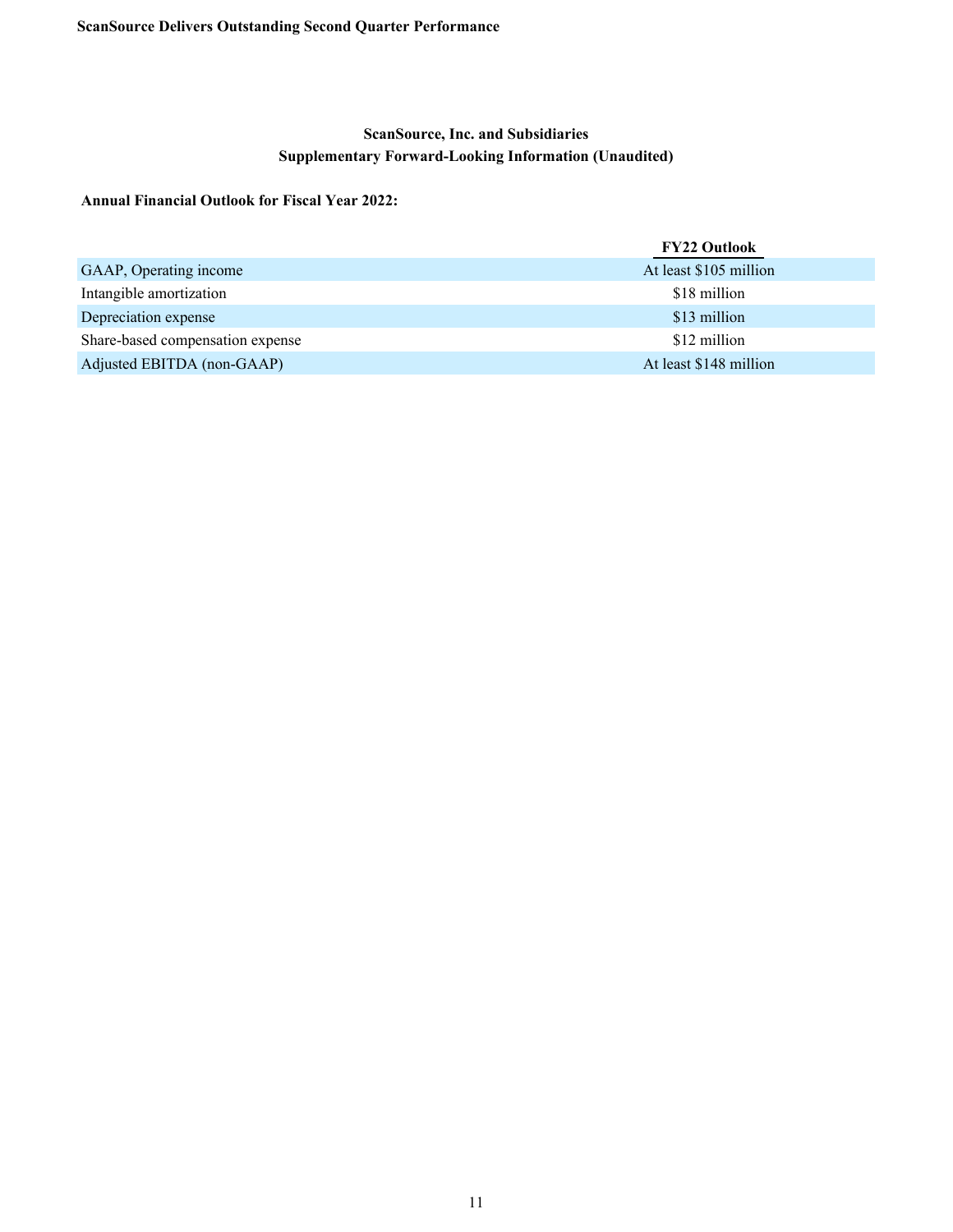**ScanSource, Inc. and Subsidiaries**
**Supplementary Forward-Looking Information (Unaudited)**

**Annual Financial Outlook for Fiscal Year 2022:**

| | FY22 Outlook |
|---|---|
| GAAP, Operating income | At least $105 million |
| Intangible amortization | $18 million |
| Depreciation expense | $13 million |
| Share-based compensation expense | $12 million |
| Adjusted EBITDA (non-GAAP) | At least $148 million |